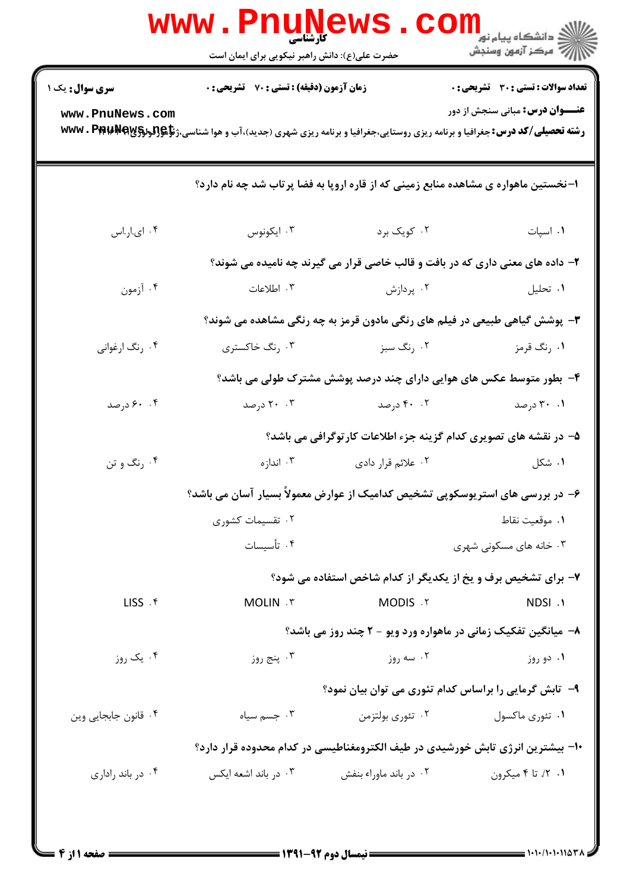کارشناسی

حضرت علی(ع): دانش راهبر نیکویی برای ایمان است

**سری سوال:** یک ۱

**زمان آزمون (دقیقه) : تستی : ۷۰ تشریحی : ۰**

**تعداد سوالات : تستی : ۳۰ تشریحی : ۰**

**عنـــوان درس:** مبانی سنجش از دور

**رشته تحصیلی/کد درس:** جغرافیا و برنامه ریزی روستایی،جغرافیا و برنامه ریزی شهری (جدید)،آب و هوا شناسی،ژئومورفولوژی ۱۲۱۶۱۲۲

---

**۱-** نخستین ماهواره ی مشاهده منابع زمینی که از قاره اروپا به فضا پرتاب شد چه نام دارد؟

۱. اسپات  ۲. کویک برد  ۳. ایکونوس  ۴. ای.ار.اس

**۲-** داده های معنی داری که در بافت و قالب خاصی قرار می گیرند چه نامیده می شوند؟

۱. تحلیل  ۲. پردازش  ۳. اطلاعات  ۴. آزمون

**۳-** پوشش گیاهی طبیعی در فیلم های رنگی مادون قرمز به چه رنگی مشاهده می شوند؟

۱. رنگ قرمز  ۲. رنگ سبز  ۳. رنگ خاکستری  ۴. رنگ ارغوانی

**۴-** بطور متوسط عکس های هوایی دارای چند درصد پوشش مشترک طولی می باشد؟

۱. ۳۰ درصد  ۲. ۴۰ درصد  ۳. ۲۰ درصد  ۴. ۶۰ درصد

**۵-** در نقشه های تصویری کدام گزینه جزء اطلاعات کارتوگرافی می باشد؟

۱. شکل  ۲. علائم قرار دادی  ۳. اندازه  ۴. رنگ و تن

**۶-** در بررسی های استریوسکوپی تشخیص کدامیک از عوارض معمولاً بسیار آسان می باشد؟

۱. موقعیت نقاط  ۲. تقسیمات کشوری  ۳. خانه های مسکونی شهری  ۴. تأسیسات

**۷-** برای تشخیص برف و یخ از یکدیگر از کدام شاخص استفاده می شود؟

۱. NDSI  ۲. MODIS  ۳. MOLIN  ۴. LISS

**۸-** میانگین تفکیک زمانی در ماهواره ورد ویو - ۲ چند روز می باشد؟

۱. دو روز  ۲. سه روز  ۳. پنج روز  ۴. یک روز

**۹-** تابش گرمایی را براساس کدام تئوری می توان بیان نمود؟

۱. تئوری ماکسول  ۲. تئوری بولتزمن  ۳. جسم سیاه  ۴. قانون جابجایی وین

**۱۰-** بیشترین انرژی تابش خورشیدی در طیف الکترومغناطیسی در کدام محدوده قرار دارد؟

۱. ۰/۲ تا ۴ میکرون  ۲. در باند ماوراء بنفش  ۳. در باند اشعه ایکس  ۴. در باند راداری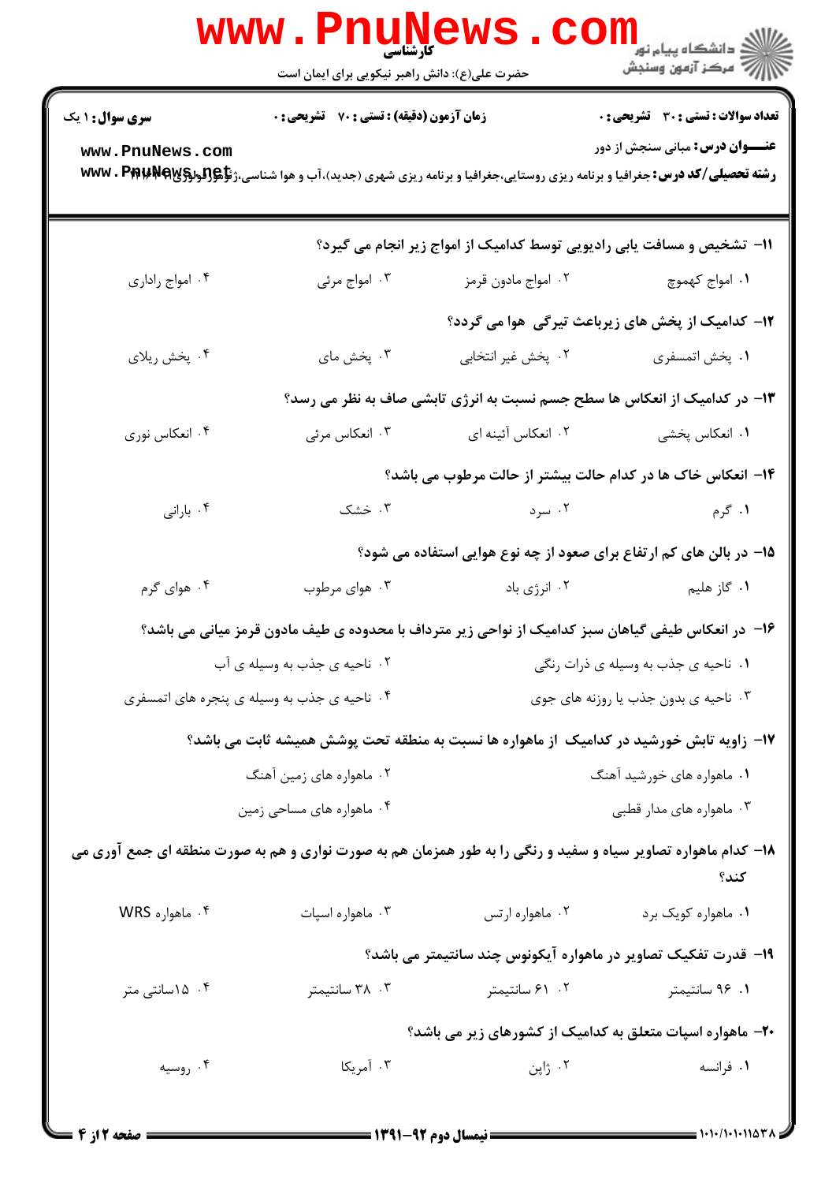۱۱- تشخیص و مسافت یابی رادیویی توسط کدامیک از امواج زیر انجام می گیرد؟

۱. امواج کهموج
۲. امواج مادون قرمز
۳. امواج مرئی
۴. امواج راداری

۱۲- کدامیک از پخش های زیرباعث تیرگی هوا می گردد؟

۱. پخش اتمسفری
۲. پخش غیر انتخابی
۳. پخش مای
۴. پخش ریلای

۱۳- در کدامیک از انعکاس ها سطح جسم نسبت به انرژی تابشی صاف به نظر می رسد؟

۱. انعکاس پخشی
۲. انعکاس آئینه ای
۳. انعکاس مرئی
۴. انعکاس نوری

۱۴- انعکاس خاک ها در کدام حالت بیشتر از حالت مرطوب می باشد؟

۱. گرم
۲. سرد
۳. خشک
۴. بارانی

۱۵- در بالن های کم ارتفاع برای صعود از چه نوع هوایی استفاده می شود؟

۱. گاز هلیم
۲. انرژی باد
۳. هوای مرطوب
۴. هوای گرم

۱۶- در انعکاس طیفی گیاهان سبز کدامیک از نواحی زیر مترداف با محدوده ی طیف مادون قرمز میانی می باشد؟

۱. ناحیه ی جذب به وسیله ی ذرات رنگی
۲. ناحیه ی جذب به وسیله ی آب
۳. ناحیه ی بدون جذب یا روزنه های جوی
۴. ناحیه ی جذب به وسیله ی پنجره های اتمسفری

۱۷- زاویه تابش خورشید در کدامیک از ماهواره ها نسبت به منطقه تحت پوشش همیشه ثابت می باشد؟

۱. ماهواره های خورشید آهنگ
۲. ماهواره های زمین آهنگ
۳. ماهواره های مدار قطبی
۴. ماهواره های مساحی زمین

۱۸- کدام ماهواره تصاویر سیاه و سفید و رنگی را به طور همزمان هم به صورت نواری و هم به صورت منطقه ای جمع آوری می کند؟

۱. ماهواره کویک برد
۲. ماهواره ارتس
۳. ماهواره اسپات
۴. ماهواره WRS

۱۹- قدرت تفکیک تصاویر در ماهواره آیکونوس چند سانتیمتر می باشد؟

۱. ۹۶ سانتیمتر
۲. ۶۱ سانتیمتر
۳. ۳۸ سانتیمتر
۴. ۱۵سانتی متر

۲۰- ماهواره اسپات متعلق به کدامیک از کشورهای زیر می باشد؟

۱. فرانسه
۲. ژاپن
۳. آمریکا
۴. روسیه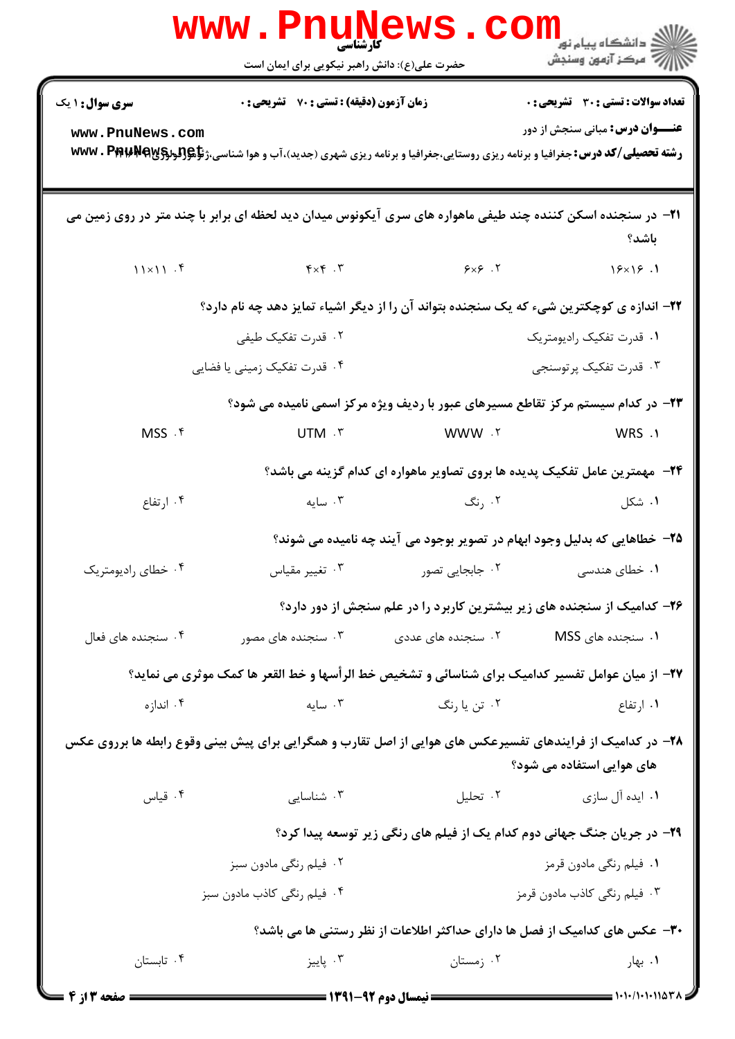**سری سوال:** ۱ یک | **زمان آزمون (دقیقه) : تستی :** ۷۰ **تشریحی :** ۰ | **تعداد سوالات : تستی :** ۳۰ **تشریحی :** ۰

**عنـــوان درس:** مبانی سنجش از دور

**رشته تحصیلی/کد درس:** جغرافیا و برنامه ریزی روستایی،جغرافیا و برنامه ریزی شهری (جدید)،آب و هوا شناسی،ژئومورفولوژی ۱۲۱۶۰۴۳

۲۱- در سنجنده اسکن کننده چند طیفی ماهواره های سری آیکونوس میدان دید لحظه ای برابر با چند متر در روی زمین می باشد؟

۱. ۱۶×۱۶ ۲. ۶×۶ ۳. ۴×۴ ۴. ۱۱×۱۱

۲۲- اندازه ی کوچکترین شیء که یک سنجنده بتواند آن را از دیگر اشیاء تمایز دهد چه نام دارد؟

۱. قدرت تفکیک رادیومتریک
۲. قدرت تفکیک طیفی
۳. قدرت تفکیک پرتوسنجی
۴. قدرت تفکیک زمینی یا فضایی

۲۳- در کدام سیستم مرکز تقاطع مسیرهای عبور با ردیف ویژه مرکز اسمی نامیده می شود؟

۱. WRS ۲. WWW ۳. UTM ۴. MSS

۲۴- مهمترین عامل تفکیک پدیده ها بروی تصاویر ماهواره ای کدام گزینه می باشد؟

۱. شکل ۲. رنگ ۳. سایه ۴. ارتفاع

۲۵- خطاهایی که بدلیل وجود ابهام در تصویر بوجود می آیند چه نامیده می شوند؟

۱. خطای هندسی ۲. جابجایی تصور ۳. تغییر مقیاس ۴. خطای رادیومتریک

۲۶- کدامیک از سنجنده های زیر بیشترین کاربرد را در علم سنجش از دور دارد؟

۱. سنجنده های MSS ۲. سنجنده های عددی ۳. سنجنده های مصور ۴. سنجنده های فعال

۲۷- از میان عوامل تفسیر کدامیک برای شناسائی و تشخیص خط الرأسها و خط القعر ها کمک موثری می نماید؟

۱. ارتفاع ۲. تن یا رنگ ۳. سایه ۴. اندازه

۲۸- در کدامیک از فرایندهای تفسیرعکس های هوایی از اصل تقارب و همگرایی برای پیش بینی وقوع رابطه ها برروی عکس های هوایی استفاده می شود؟

۱. ایده آل سازی ۲. تحلیل ۳. شناسایی ۴. قیاس

۲۹- در جریان جنگ جهانی دوم کدام یک از فیلم های رنگی زیر توسعه پیدا کرد؟

۱. فیلم رنگی مادون قرمز
۲. فیلم رنگی مادون سبز
۳. فیلم رنگی کاذب مادون قرمز
۴. فیلم رنگی کاذب مادون سبز

۳۰- عکس های کدامیک از فصل ها دارای حداکثر اطلاعات از نظر رستنی ها می باشد؟

۱. بهار ۲. زمستان ۳. پاییز ۴. تابستان